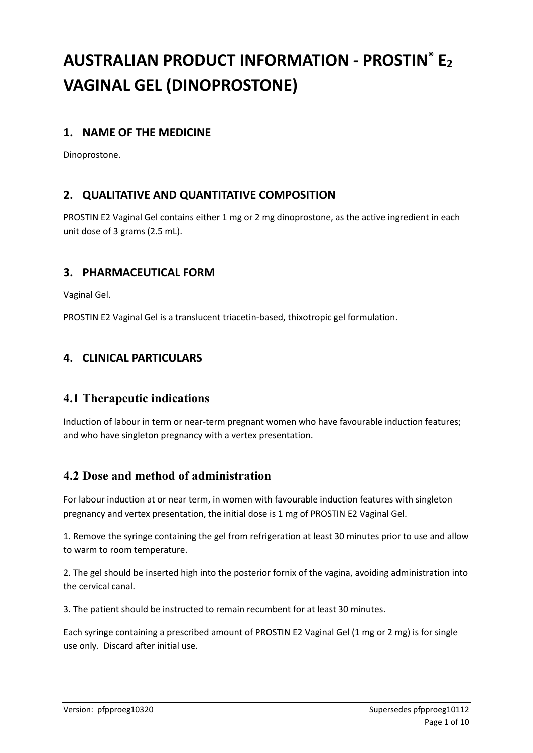# AUSTRALIAN PRODUCT INFORMATION - PROSTIN® $E_2$ VAGINAL GEL (DINOPROSTONE)

## 1. NAME OF THE MEDICINE

Dinoprostone.

## 2. QUALITATIVE AND QUANTITATIVE COMPOSITION

PROSTIN E2 Vaginal Gel contains either 1 mg or 2 mg dinoprostone, as the active ingredient in each unit dose of 3 grams (2.5 mL).

## 3. PHARMACEUTICAL FORM

Vaginal Gel.

PROSTIN E2 Vaginal Gel is a translucent triacetin-based, thixotropic gel formulation.

## 4. CLINICAL PARTICULARS

### 4.1 Therapeutic indications

Induction of labour in term or near-term pregnant women who have favourable induction features; and who have singleton pregnancy with a vertex presentation.

### 4.2 Dose and method of administration

For labour induction at or near term, in women with favourable induction features with singleton pregnancy and vertex presentation, the initial dose is 1 mg of PROSTIN E2 Vaginal Gel.

1. Remove the syringe containing the gel from refrigeration at least 30 minutes prior to use and allow to warm to room temperature.

2. The gel should be inserted high into the posterior fornix of the vagina, avoiding administration into the cervical canal.

3. The patient should be instructed to remain recumbent for at least 30 minutes.

Each syringe containing a prescribed amount of PROSTIN E2 Vaginal Gel (1 mg or 2 mg) is for single use only. Discard after initial use.

Version: pfpproeg10320 Supersedes pfpproeg10112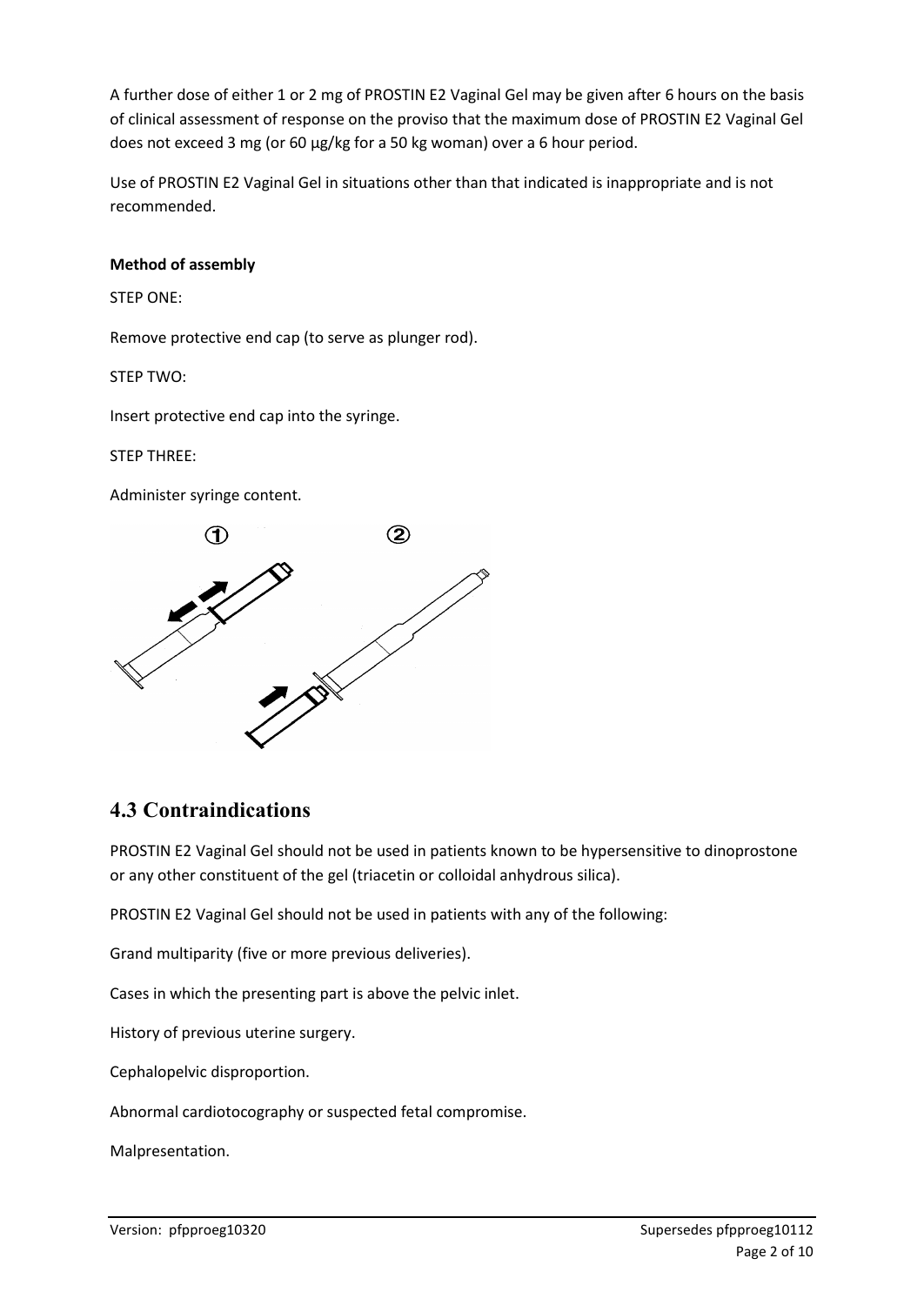A further dose of either 1 or 2 mg of PROSTIN E2 Vaginal Gel may be given after 6 hours on the basis of clinical assessment of response on the proviso that the maximum dose of PROSTIN E2 Vaginal Gel does not exceed 3 mg (or 60 µg/kg for a 50 kg woman) over a 6 hour period.

Use of PROSTIN E2 Vaginal Gel in situations other than that indicated is inappropriate and is not recommended.

**Method of assembly**

STEP ONE:

Remove protective end cap (to serve as plunger rod).

STEP TWO:

Insert protective end cap into the syringe.

STEP THREE:

Administer syringe content.

## 4.3 Contraindications

PROSTIN E2 Vaginal Gel should not be used in patients known to be hypersensitive to dinoprostone or any other constituent of the gel (triacetin or colloidal anhydrous silica).

PROSTIN E2 Vaginal Gel should not be used in patients with any of the following:

Grand multiparity (five or more previous deliveries).

Cases in which the presenting part is above the pelvic inlet.

History of previous uterine surgery.

Cephalopelvic disproportion.

Abnormal cardiotocography or suspected fetal compromise.

Malpresentation.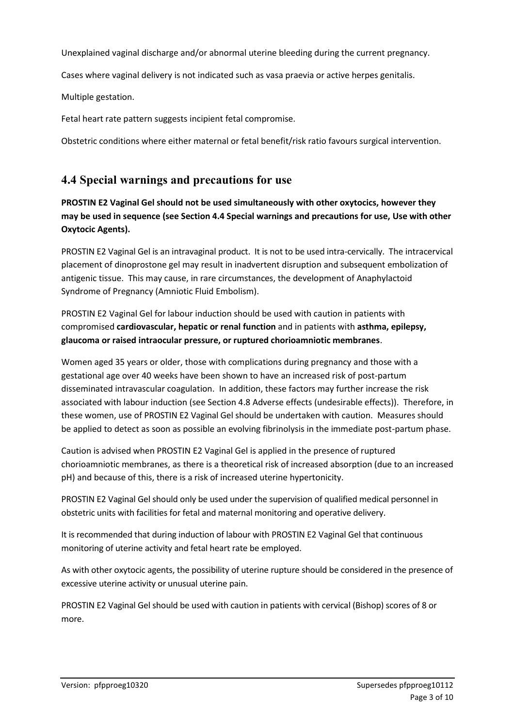Unexplained vaginal discharge and/or abnormal uterine bleeding during the current pregnancy.

Cases where vaginal delivery is not indicated such as vasa praevia or active herpes genitalis.

Multiple gestation.

Fetal heart rate pattern suggests incipient fetal compromise.

Obstetric conditions where either maternal or fetal benefit/risk ratio favours surgical intervention.

## 4.4 Special warnings and precautions for use

**PROSTIN E2 Vaginal Gel should not be used simultaneously with other oxytocics, however they may be used in sequence (see Section 4.4 Special warnings and precautions for use, Use with other Oxytocic Agents).**

PROSTIN E2 Vaginal Gel is an intravaginal product. It is not to be used intra-cervically. The intracervical placement of dinoprostone gel may result in inadvertent disruption and subsequent embolization of antigenic tissue. This may cause, in rare circumstances, the development of Anaphylactoid Syndrome of Pregnancy (Amniotic Fluid Embolism).

PROSTIN E2 Vaginal Gel for labour induction should be used with caution in patients with compromised **cardiovascular, hepatic or renal function** and in patients with **asthma, epilepsy, glaucoma or raised intraocular pressure, or ruptured chorioamniotic membranes**.

Women aged 35 years or older, those with complications during pregnancy and those with a gestational age over 40 weeks have been shown to have an increased risk of post-partum disseminated intravascular coagulation. In addition, these factors may further increase the risk associated with labour induction (see Section 4.8 Adverse effects (undesirable effects)). Therefore, in these women, use of PROSTIN E2 Vaginal Gel should be undertaken with caution. Measures should be applied to detect as soon as possible an evolving fibrinolysis in the immediate post-partum phase.

Caution is advised when PROSTIN E2 Vaginal Gel is applied in the presence of ruptured chorioamniotic membranes, as there is a theoretical risk of increased absorption (due to an increased pH) and because of this, there is a risk of increased uterine hypertonicity.

PROSTIN E2 Vaginal Gel should only be used under the supervision of qualified medical personnel in obstetric units with facilities for fetal and maternal monitoring and operative delivery.

It is recommended that during induction of labour with PROSTIN E2 Vaginal Gel that continuous monitoring of uterine activity and fetal heart rate be employed.

As with other oxytocic agents, the possibility of uterine rupture should be considered in the presence of excessive uterine activity or unusual uterine pain.

PROSTIN E2 Vaginal Gel should be used with caution in patients with cervical (Bishop) scores of 8 or more.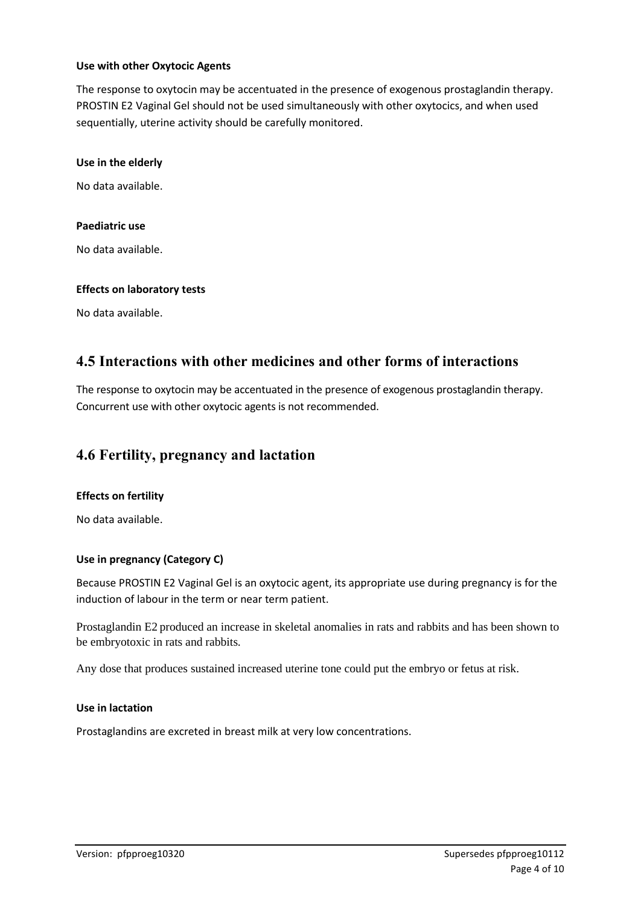**Use with other Oxytocic Agents**

The response to oxytocin may be accentuated in the presence of exogenous prostaglandin therapy. PROSTIN E2 Vaginal Gel should not be used simultaneously with other oxytocics, and when used sequentially, uterine activity should be carefully monitored.

**Use in the elderly**

No data available.

**Paediatric use**

No data available.

**Effects on laboratory tests**

No data available.

## 4.5 Interactions with other medicines and other forms of interactions

The response to oxytocin may be accentuated in the presence of exogenous prostaglandin therapy. Concurrent use with other oxytocic agents is not recommended.

## 4.6 Fertility, pregnancy and lactation

**Effects on fertility**

No data available.

**Use in pregnancy (Category C)**

Because PROSTIN E2 Vaginal Gel is an oxytocic agent, its appropriate use during pregnancy is for the induction of labour in the term or near term patient.

Prostaglandin E2 produced an increase in skeletal anomalies in rats and rabbits and has been shown to be embryotoxic in rats and rabbits.

Any dose that produces sustained increased uterine tone could put the embryo or fetus at risk.

**Use in lactation**

Prostaglandins are excreted in breast milk at very low concentrations.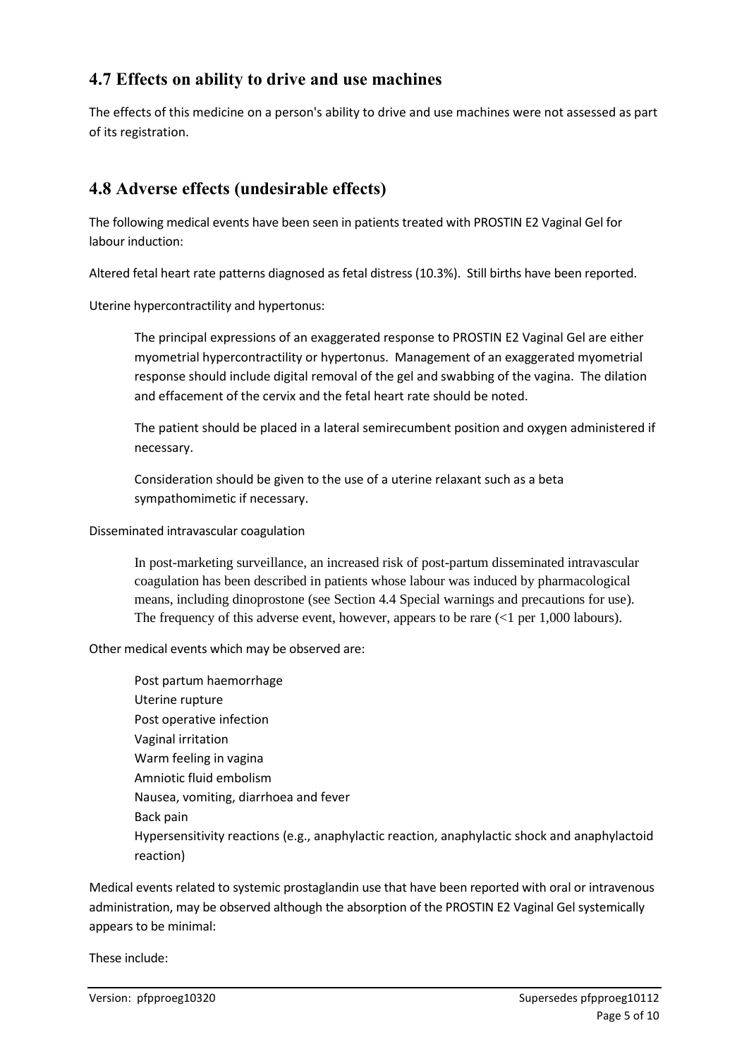## 4.7 Effects on ability to drive and use machines

The effects of this medicine on a person's ability to drive and use machines were not assessed as part of its registration.

## 4.8 Adverse effects (undesirable effects)

The following medical events have been seen in patients treated with PROSTIN E2 Vaginal Gel for labour induction:

Altered fetal heart rate patterns diagnosed as fetal distress (10.3%). Still births have been reported.

Uterine hypercontractility and hypertonus:

> The principal expressions of an exaggerated response to PROSTIN E2 Vaginal Gel are either myometrial hypercontractility or hypertonus. Management of an exaggerated myometrial response should include digital removal of the gel and swabbing of the vagina. The dilation and effacement of the cervix and the fetal heart rate should be noted.
>
> The patient should be placed in a lateral semirecumbent position and oxygen administered if necessary.
>
> Consideration should be given to the use of a uterine relaxant such as a beta sympathomimetic if necessary.

Disseminated intravascular coagulation

> In post-marketing surveillance, an increased risk of post-partum disseminated intravascular coagulation has been described in patients whose labour was induced by pharmacological means, including dinoprostone (see Section 4.4 Special warnings and precautions for use). The frequency of this adverse event, however, appears to be rare (<1 per 1,000 labours).

Other medical events which may be observed are:

- Post partum haemorrhage
- Uterine rupture
- Post operative infection
- Vaginal irritation
- Warm feeling in vagina
- Amniotic fluid embolism
- Nausea, vomiting, diarrhoea and fever
- Back pain
- Hypersensitivity reactions (e.g., anaphylactic reaction, anaphylactic shock and anaphylactoid reaction)

Medical events related to systemic prostaglandin use that have been reported with oral or intravenous administration, may be observed although the absorption of the PROSTIN E2 Vaginal Gel systemically appears to be minimal:

These include: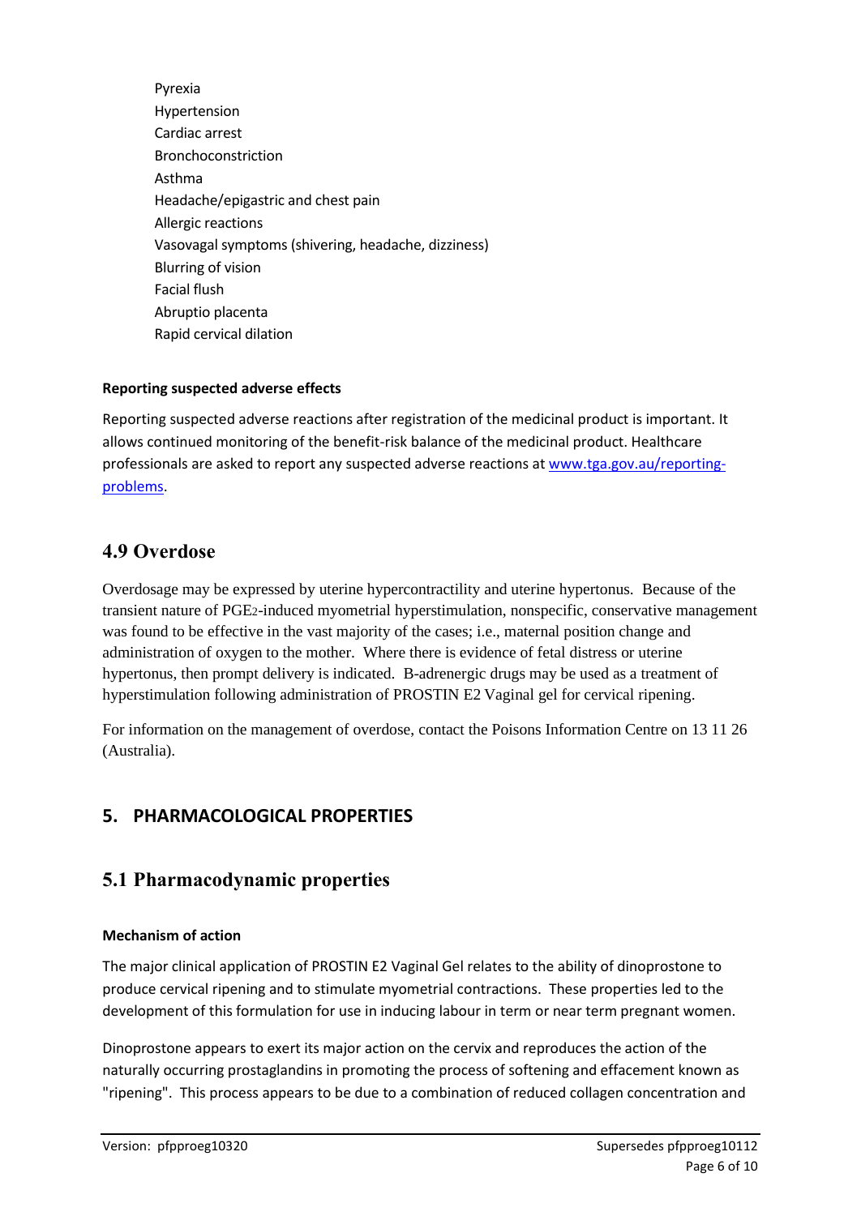Pyrexia
Hypertension
Cardiac arrest
Bronchoconstriction
Asthma
Headache/epigastric and chest pain
Allergic reactions
Vasovagal symptoms (shivering, headache, dizziness)
Blurring of vision
Facial flush
Abruptio placenta
Rapid cervical dilation

#### Reporting suspected adverse effects

Reporting suspected adverse reactions after registration of the medicinal product is important. It allows continued monitoring of the benefit-risk balance of the medicinal product. Healthcare professionals are asked to report any suspected adverse reactions at [www.tga.gov.au/reporting-problems](http://www.tga.gov.au/reporting-problems).

## 4.9 Overdose

Overdosage may be expressed by uterine hypercontractility and uterine hypertonus. Because of the transient nature of $PGE_2$-induced myometrial hyperstimulation, nonspecific, conservative management was found to be effective in the vast majority of the cases; i.e., maternal position change and administration of oxygen to the mother. Where there is evidence of fetal distress or uterine hypertonus, then prompt delivery is indicated. B-adrenergic drugs may be used as a treatment of hyperstimulation following administration of PROSTIN E2 Vaginal gel for cervical ripening.

For information on the management of overdose, contact the Poisons Information Centre on 13 11 26 (Australia).

# 5. PHARMACOLOGICAL PROPERTIES

## 5.1 Pharmacodynamic properties

#### Mechanism of action

The major clinical application of PROSTIN E2 Vaginal Gel relates to the ability of dinoprostone to produce cervical ripening and to stimulate myometrial contractions. These properties led to the development of this formulation for use in inducing labour in term or near term pregnant women.

Dinoprostone appears to exert its major action on the cervix and reproduces the action of the naturally occurring prostaglandins in promoting the process of softening and effacement known as "ripening". This process appears to be due to a combination of reduced collagen concentration and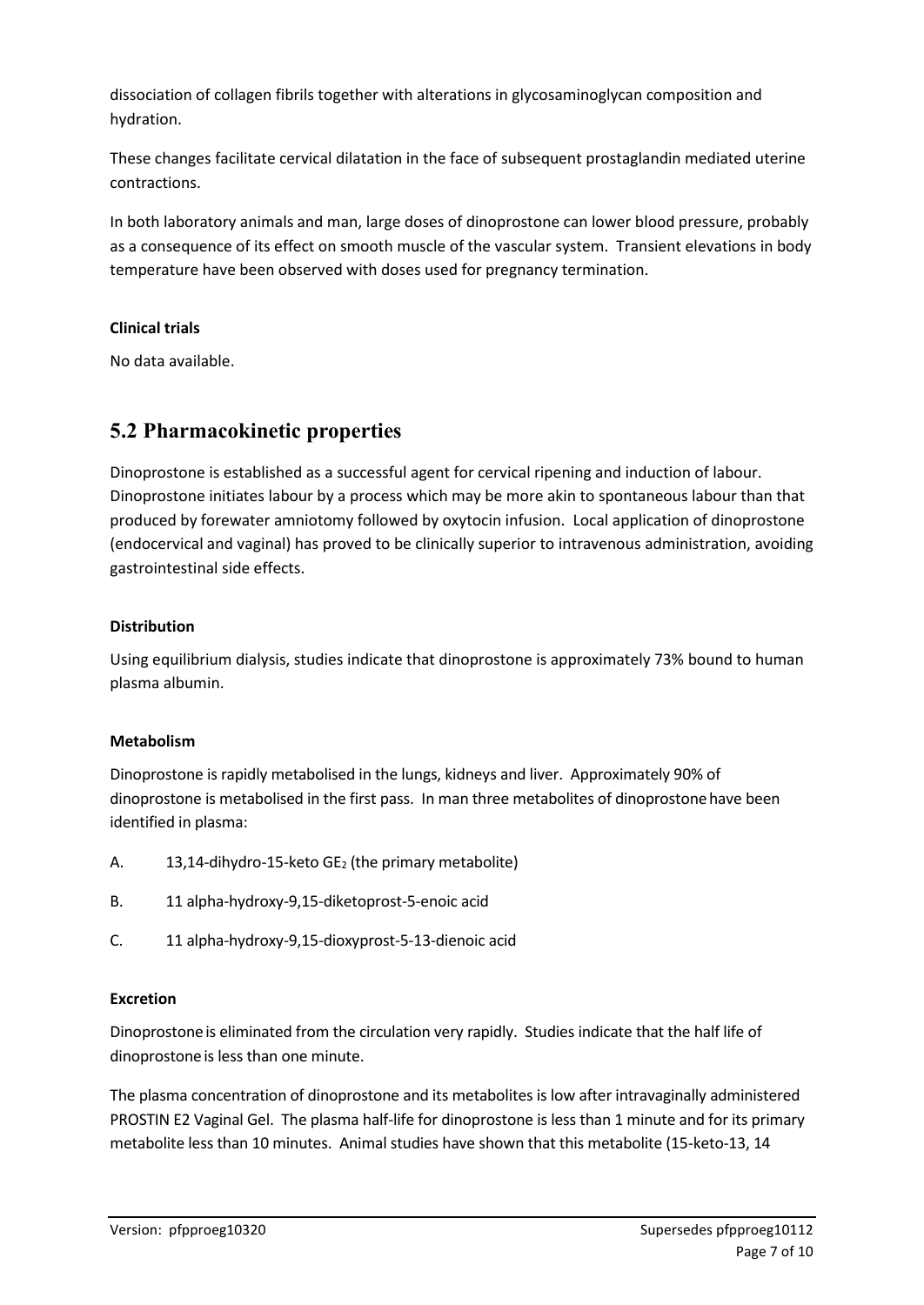dissociation of collagen fibrils together with alterations in glycosaminoglycan composition and hydration.

These changes facilitate cervical dilatation in the face of subsequent prostaglandin mediated uterine contractions.

In both laboratory animals and man, large doses of dinoprostone can lower blood pressure, probably as a consequence of its effect on smooth muscle of the vascular system. Transient elevations in body temperature have been observed with doses used for pregnancy termination.

**Clinical trials**

No data available.

## 5.2 Pharmacokinetic properties

Dinoprostone is established as a successful agent for cervical ripening and induction of labour. Dinoprostone initiates labour by a process which may be more akin to spontaneous labour than that produced by forewater amniotomy followed by oxytocin infusion. Local application of dinoprostone (endocervical and vaginal) has proved to be clinically superior to intravenous administration, avoiding gastrointestinal side effects.

**Distribution**

Using equilibrium dialysis, studies indicate that dinoprostone is approximately 73% bound to human plasma albumin.

**Metabolism**

Dinoprostone is rapidly metabolised in the lungs, kidneys and liver. Approximately 90% of dinoprostone is metabolised in the first pass. In man three metabolites of dinoprostone have been identified in plasma:

A. 13,14-dihydro-15-keto $GE_2$ (the primary metabolite)

B. 11 alpha-hydroxy-9,15-diketoprost-5-enoic acid

C. 11 alpha-hydroxy-9,15-dioxyprost-5-13-dienoic acid

**Excretion**

Dinoprostone is eliminated from the circulation very rapidly. Studies indicate that the half life of dinoprostone is less than one minute.

The plasma concentration of dinoprostone and its metabolites is low after intravaginally administered PROSTIN E2 Vaginal Gel. The plasma half-life for dinoprostone is less than 1 minute and for its primary metabolite less than 10 minutes. Animal studies have shown that this metabolite (15-keto-13, 14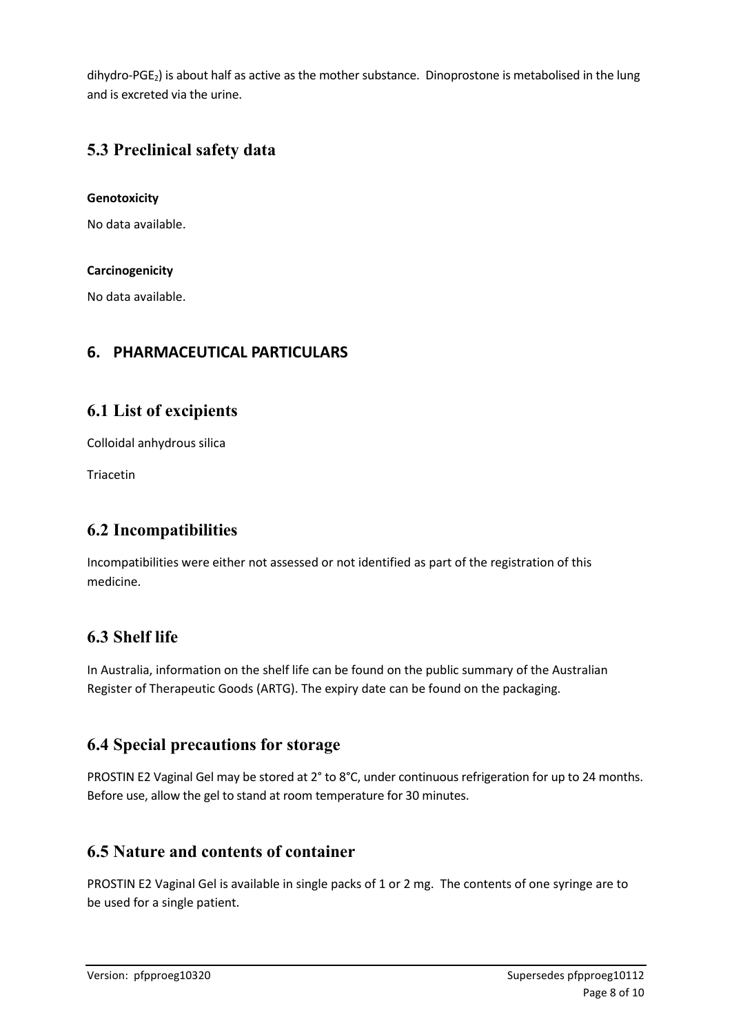dihydro-$PGE_2$) is about half as active as the mother substance. Dinoprostone is metabolised in the lung and is excreted via the urine.

## 5.3 Preclinical safety data

**Genotoxicity**

No data available.

**Carcinogenicity**

No data available.

# 6. PHARMACEUTICAL PARTICULARS

## 6.1 List of excipients

Colloidal anhydrous silica

Triacetin

## 6.2 Incompatibilities

Incompatibilities were either not assessed or not identified as part of the registration of this medicine.

## 6.3 Shelf life

In Australia, information on the shelf life can be found on the public summary of the Australian Register of Therapeutic Goods (ARTG). The expiry date can be found on the packaging.

## 6.4 Special precautions for storage

PROSTIN E2 Vaginal Gel may be stored at 2° to 8°C, under continuous refrigeration for up to 24 months. Before use, allow the gel to stand at room temperature for 30 minutes.

## 6.5 Nature and contents of container

PROSTIN E2 Vaginal Gel is available in single packs of 1 or 2 mg. The contents of one syringe are to be used for a single patient.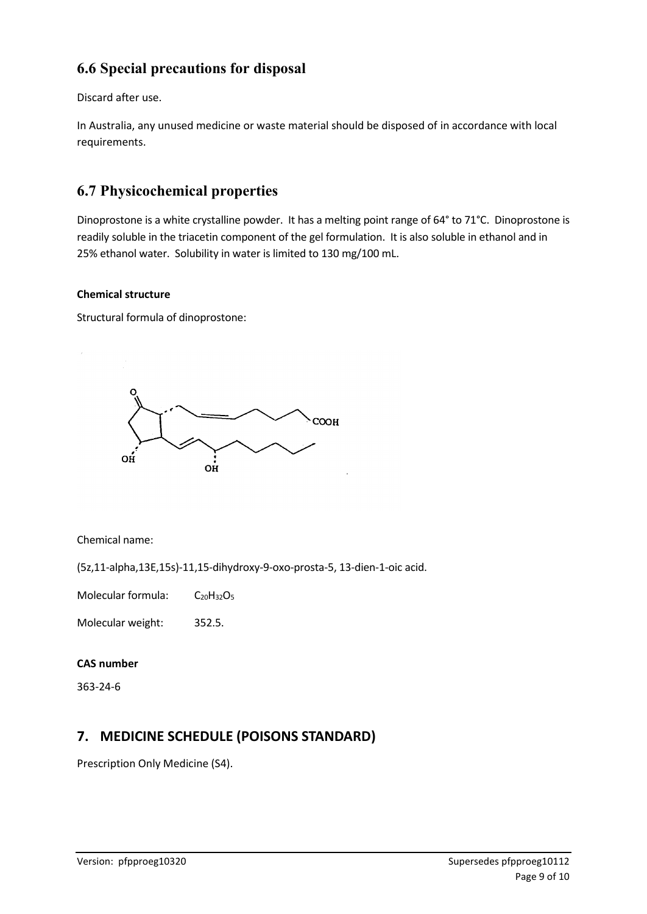## 6.6 Special precautions for disposal

Discard after use.

In Australia, any unused medicine or waste material should be disposed of in accordance with local requirements.

## 6.7 Physicochemical properties

Dinoprostone is a white crystalline powder. It has a melting point range of 64° to 71°C. Dinoprostone is readily soluble in the triacetin component of the gel formulation. It is also soluble in ethanol and in 25% ethanol water. Solubility in water is limited to 130 mg/100 mL.

#### Chemical structure

Structural formula of dinoprostone:

Chemical name:

(5z,11-alpha,13E,15s)-11,15-dihydroxy-9-oxo-prosta-5, 13-dien-1-oic acid.

Molecular formula: $C_{20}H_{32}O_5$

Molecular weight: 352.5.

#### CAS number

363-24-6

## 7. MEDICINE SCHEDULE (POISONS STANDARD)

Prescription Only Medicine (S4).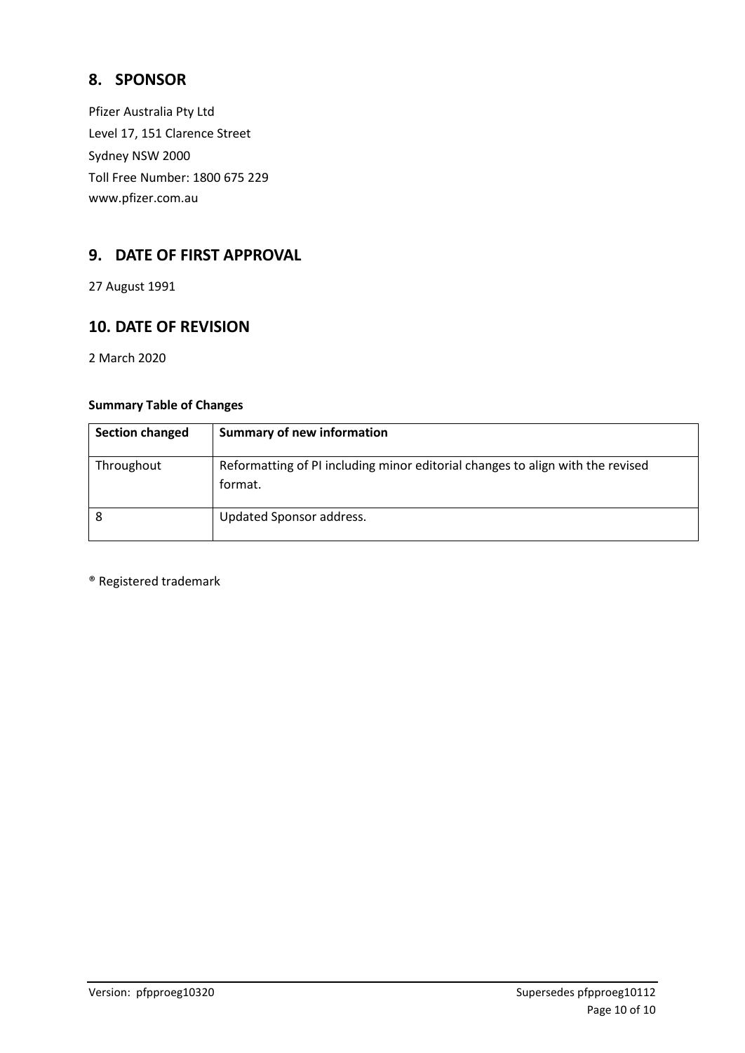## 8. SPONSOR

Pfizer Australia Pty Ltd
Level 17, 151 Clarence Street
Sydney NSW 2000
Toll Free Number: 1800 675 229
www.pfizer.com.au

## 9. DATE OF FIRST APPROVAL

27 August 1991

## 10. DATE OF REVISION

2 March 2020

**Summary Table of Changes**

| Section changed | Summary of new information |
|---|---|
| Throughout | Reformatting of PI including minor editorial changes to align with the revised format. |
| 8 | Updated Sponsor address. |

® Registered trademark

Version: pfpproeg10320 Supersedes pfpproeg10112